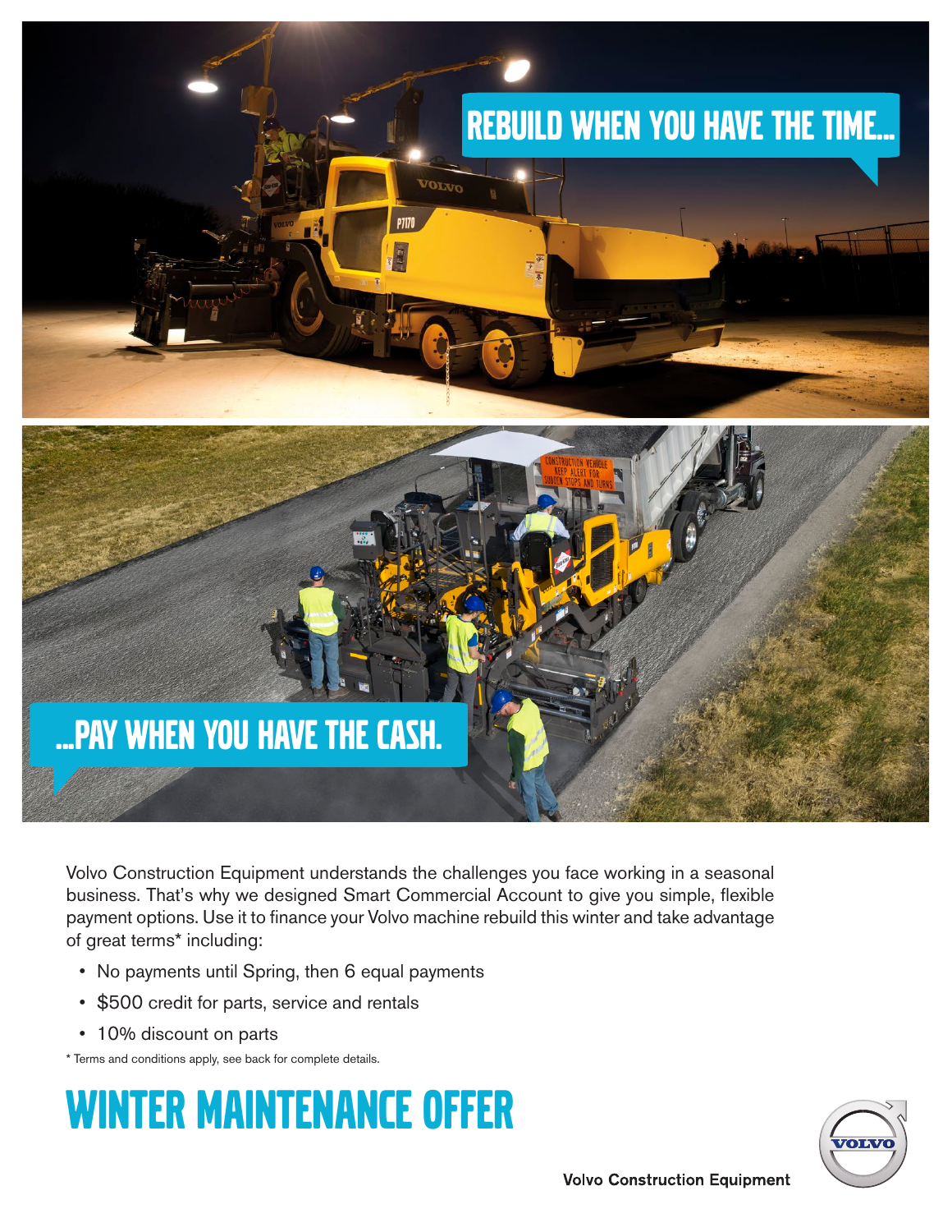# REBUILD WHEN YOU HAVE THE TIME...

# ...PAY WHEN YOU HAVE THE CASH.

Volvo Construction Equipment understands the challenges you face working in a seasonal business. That's why we designed Smart Commercial Account to give you simple, flexible payment options. Use it to finance your Volvo machine rebuild this winter and take advantage of great terms* including:

- No payments until Spring, then 6 equal payments
- $500 credit for parts, service and rentals
- 10% discount on parts

\* Terms and conditions apply, see back for complete details.

# WINTER MAINTENANCE OFFER

Volvo Construction Equipment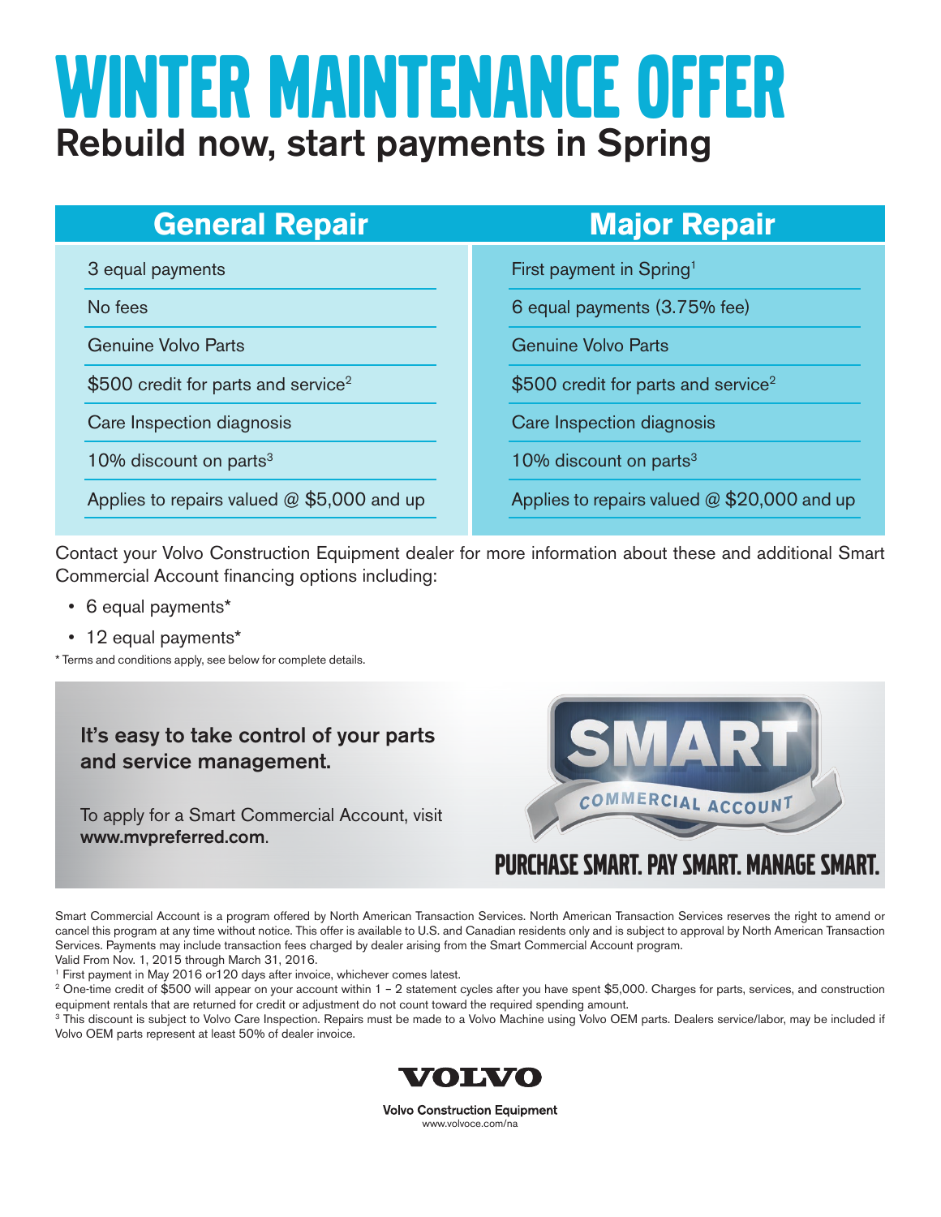# WINTER MAINTENANCE OFFER

## Rebuild now, start payments in Spring

| General Repair | Major Repair |
|---|---|
| 3 equal payments | First payment in Spring[1] |
| No fees | 6 equal payments (3.75% fee) |
| Genuine Volvo Parts | Genuine Volvo Parts |
| $500 credit for parts and service[2] | $500 credit for parts and service[2] |
| Care Inspection diagnosis | Care Inspection diagnosis |
| 10% discount on parts[3] | 10% discount on parts[3] |
| Applies to repairs valued @ $5,000 and up | Applies to repairs valued @ $20,000 and up |

Contact your Volvo Construction Equipment dealer for more information about these and additional Smart Commercial Account financing options including:

- 6 equal payments*
- 12 equal payments*

* Terms and conditions apply, see below for complete details.

**It's easy to take control of your parts and service management.**

To apply for a Smart Commercial Account, visit **www.mvpreferred.com**.

SMART COMMERCIAL ACCOUNT

PURCHASE SMART. PAY SMART. MANAGE SMART.

Smart Commercial Account is a program offered by North American Transaction Services. North American Transaction Services reserves the right to amend or cancel this program at any time without notice. This offer is available to U.S. and Canadian residents only and is subject to approval by North American Transaction Services. Payments may include transaction fees charged by dealer arising from the Smart Commercial Account program.
Valid From Nov. 1, 2015 through March 31, 2016.

[1] First payment in May 2016 or120 days after invoice, whichever comes latest.

[2] One-time credit of $500 will appear on your account within 1 – 2 statement cycles after you have spent $5,000. Charges for parts, services, and construction equipment rentals that are returned for credit or adjustment do not count toward the required spending amount.

[3] This discount is subject to Volvo Care Inspection. Repairs must be made to a Volvo Machine using Volvo OEM parts. Dealers service/labor, may be included if Volvo OEM parts represent at least 50% of dealer invoice.

VOLVO

Volvo Construction Equipment
www.volvoce.com/na